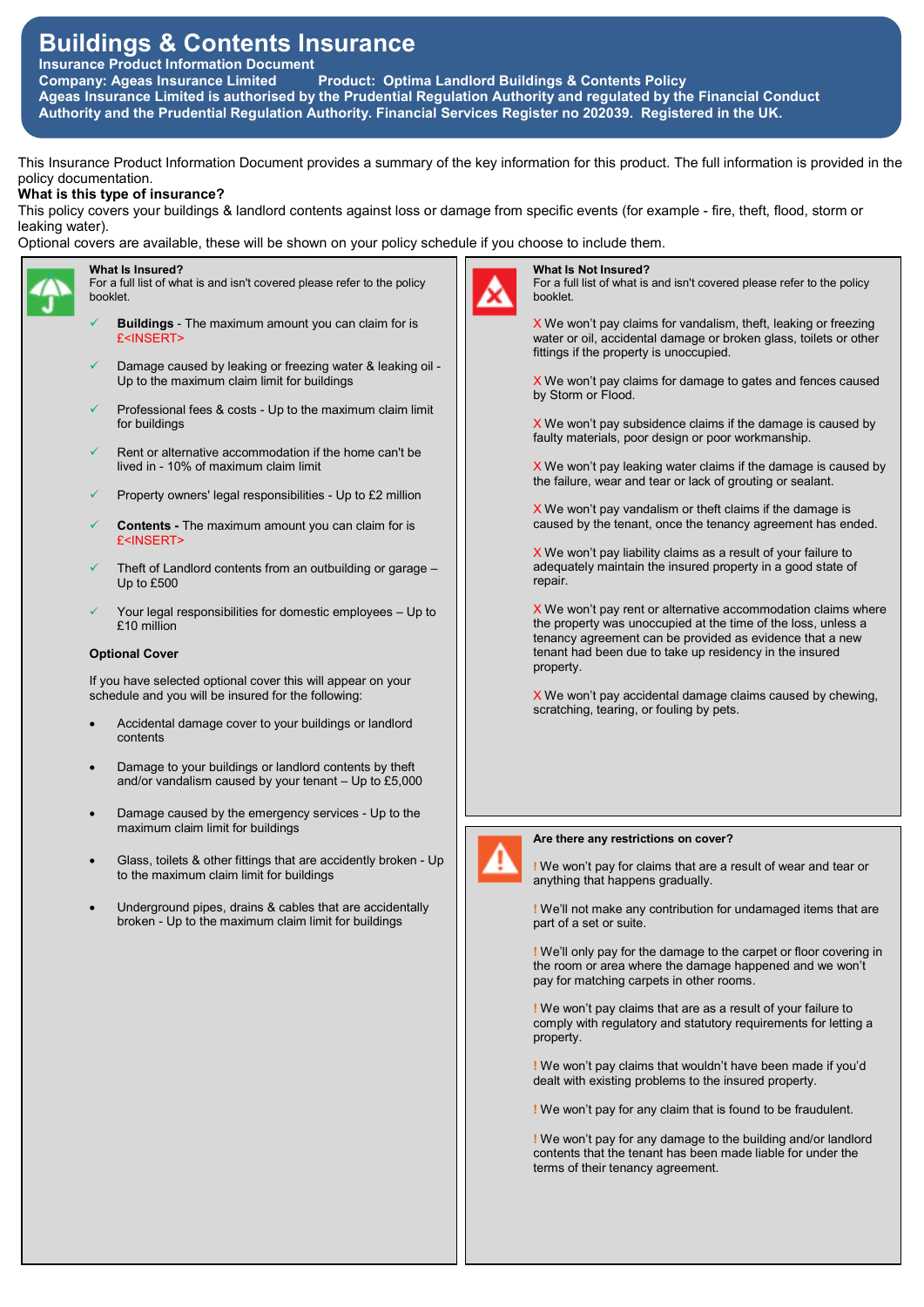# Buildings & Contents Insurance

**Insurance Product Information Document**

**Company: Ageas Insurance Limited** **Product: Optima Landlord Buildings & Contents Policy**

**Ageas Insurance Limited is authorised by the Prudential Regulation Authority and regulated by the Financial Conduct Authority and the Prudential Regulation Authority. Financial Services Register no 202039. Registered in the UK.**

This Insurance Product Information Document provides a summary of the key information for this product. The full information is provided in the policy documentation.

**What is this type of insurance?**

This policy covers your buildings & landlord contents against loss or damage from specific events (for example - fire, theft, flood, storm or leaking water).

Optional covers are available, these will be shown on your policy schedule if you choose to include them.

## What Is Insured?

For a full list of what is and isn't covered please refer to the policy booklet.

- ✓ **Buildings** - The maximum amount you can claim for is £<INSERT>
- ✓ Damage caused by leaking or freezing water & leaking oil - Up to the maximum claim limit for buildings
- ✓ Professional fees & costs - Up to the maximum claim limit for buildings
- ✓ Rent or alternative accommodation if the home can't be lived in - 10% of maximum claim limit
- ✓ Property owners' legal responsibilities - Up to £2 million
- ✓ **Contents -** The maximum amount you can claim for is £<INSERT>
- ✓ Theft of Landlord contents from an outbuilding or garage – Up to £500
- ✓ Your legal responsibilities for domestic employees – Up to £10 million

**Optional Cover**

If you have selected optional cover this will appear on your schedule and you will be insured for the following:

- Accidental damage cover to your buildings or landlord contents
- Damage to your buildings or landlord contents by theft and/or vandalism caused by your tenant – Up to £5,000
- Damage caused by the emergency services - Up to the maximum claim limit for buildings
- Glass, toilets & other fittings that are accidently broken - Up to the maximum claim limit for buildings
- Underground pipes, drains & cables that are accidentally broken - Up to the maximum claim limit for buildings

## What Is Not Insured?

For a full list of what is and isn't covered please refer to the policy booklet.

- X We won't pay claims for vandalism, theft, leaking or freezing water or oil, accidental damage or broken glass, toilets or other fittings if the property is unoccupied.
- X We won't pay claims for damage to gates and fences caused by Storm or Flood.
- X We won't pay subsidence claims if the damage is caused by faulty materials, poor design or poor workmanship.
- X We won't pay leaking water claims if the damage is caused by the failure, wear and tear or lack of grouting or sealant.
- X We won't pay vandalism or theft claims if the damage is caused by the tenant, once the tenancy agreement has ended.
- X We won't pay liability claims as a result of your failure to adequately maintain the insured property in a good state of repair.
- X We won't pay rent or alternative accommodation claims where the property was unoccupied at the time of the loss, unless a tenancy agreement can be provided as evidence that a new tenant had been due to take up residency in the insured property.
- X We won't pay accidental damage claims caused by chewing, scratching, tearing, or fouling by pets.

## Are there any restrictions on cover?

- ! We won't pay for claims that are a result of wear and tear or anything that happens gradually.
- ! We'll not make any contribution for undamaged items that are part of a set or suite.
- ! We'll only pay for the damage to the carpet or floor covering in the room or area where the damage happened and we won't pay for matching carpets in other rooms.
- ! We won't pay claims that are as a result of your failure to comply with regulatory and statutory requirements for letting a property.
- ! We won't pay claims that wouldn't have been made if you'd dealt with existing problems to the insured property.
- ! We won't pay for any claim that is found to be fraudulent.
- ! We won't pay for any damage to the building and/or landlord contents that the tenant has been made liable for under the terms of their tenancy agreement.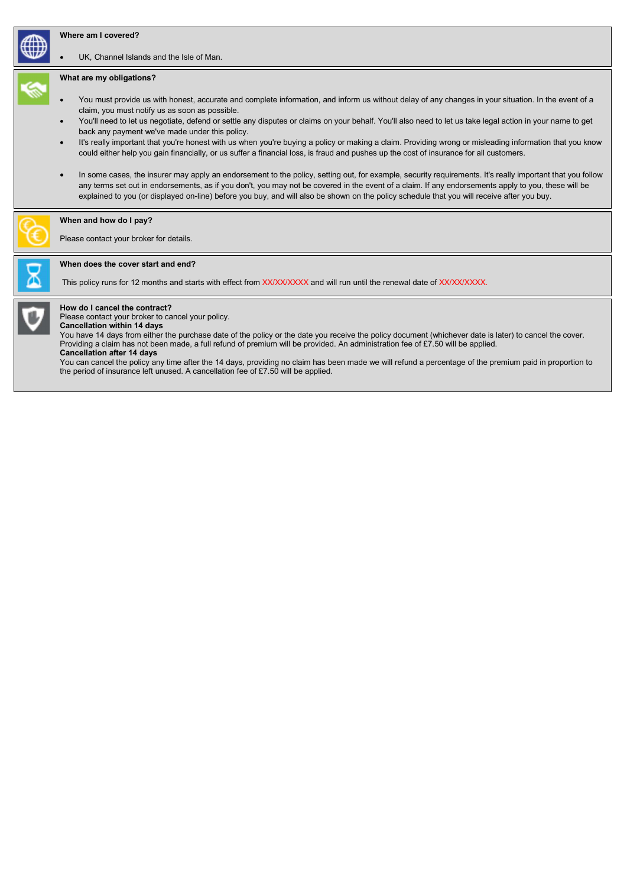### Where am I covered?

- UK, Channel Islands and the Isle of Man.

### What are my obligations?

- You must provide us with honest, accurate and complete information, and inform us without delay of any changes in your situation. In the event of a claim, you must notify us as soon as possible.
- You'll need to let us negotiate, defend or settle any disputes or claims on your behalf. You'll also need to let us take legal action in your name to get back any payment we've made under this policy.
- It's really important that you're honest with us when you're buying a policy or making a claim. Providing wrong or misleading information that you know could either help you gain financially, or us suffer a financial loss, is fraud and pushes up the cost of insurance for all customers.
- In some cases, the insurer may apply an endorsement to the policy, setting out, for example, security requirements. It's really important that you follow any terms set out in endorsements, as if you don't, you may not be covered in the event of a claim. If any endorsements apply to you, these will be explained to you (or displayed on-line) before you buy, and will also be shown on the policy schedule that you will receive after you buy.

### When and how do I pay?

Please contact your broker for details.

### When does the cover start and end?

This policy runs for 12 months and starts with effect from XX/XX/XXXX and will run until the renewal date of XX/XX/XXXX.

### How do I cancel the contract?

Please contact your broker to cancel your policy.

**Cancellation within 14 days**

You have 14 days from either the purchase date of the policy or the date you receive the policy document (whichever date is later) to cancel the cover. Providing a claim has not been made, a full refund of premium will be provided. An administration fee of £7.50 will be applied.

**Cancellation after 14 days**

You can cancel the policy any time after the 14 days, providing no claim has been made we will refund a percentage of the premium paid in proportion to the period of insurance left unused. A cancellation fee of £7.50 will be applied.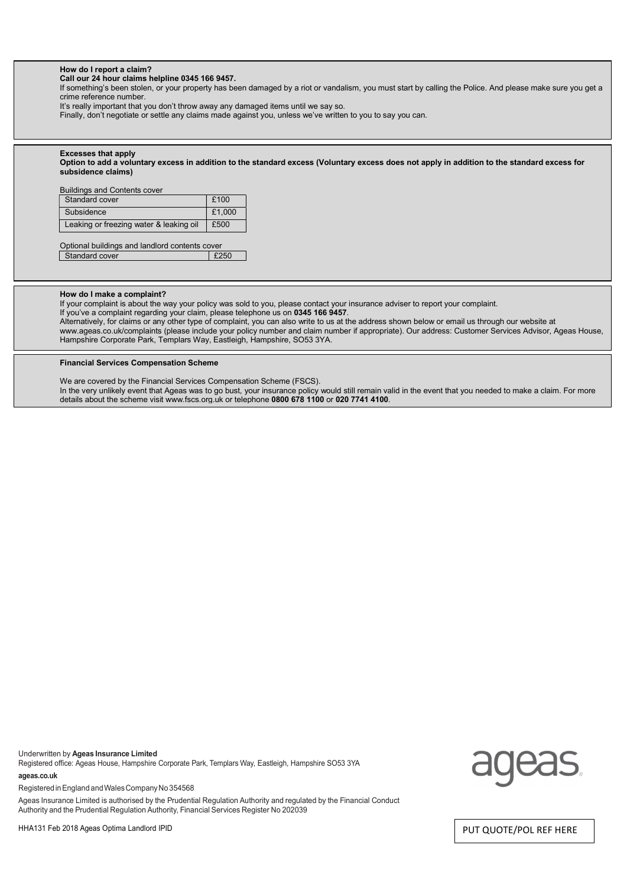### How do I report a claim?

**Call our 24 hour claims helpline 0345 166 9457.**

If something's been stolen, or your property has been damaged by a riot or vandalism, you must start by calling the Police. And please make sure you get a crime reference number.

It's really important that you don't throw away any damaged items until we say so.

Finally, don't negotiate or settle any claims made against you, unless we've written to you to say you can.

### Excesses that apply

**Option to add a voluntary excess in addition to the standard excess (Voluntary excess does not apply in addition to the standard excess for subsidence claims)**

Buildings and Contents cover

| | |
|---|---|
| Standard cover | £100 |
| Subsidence | £1,000 |
| Leaking or freezing water & leaking oil | £500 |

Optional buildings and landlord contents cover

| | |
|---|---|
| Standard cover | £250 |

### How do I make a complaint?

If your complaint is about the way your policy was sold to you, please contact your insurance adviser to report your complaint.

If you've a complaint regarding your claim, please telephone us on **0345 166 9457**.

Alternatively, for claims or any other type of complaint, you can also write to us at the address shown below or email us through our website at www.ageas.co.uk/complaints (please include your policy number and claim number if appropriate). Our address: Customer Services Advisor, Ageas House, Hampshire Corporate Park, Templars Way, Eastleigh, Hampshire, SO53 3YA.

### Financial Services Compensation Scheme

We are covered by the Financial Services Compensation Scheme (FSCS).

In the very unlikely event that Ageas was to go bust, your insurance policy would still remain valid in the event that you needed to make a claim. For more details about the scheme visit www.fscs.org.uk or telephone **0800 678 1100** or **020 7741 4100**.

Underwritten by **Ageas Insurance Limited**

Registered office: Ageas House, Hampshire Corporate Park, Templars Way, Eastleigh, Hampshire SO53 3YA

**ageas.co.uk**

Registered in England and Wales Company No 354568

Ageas Insurance Limited is authorised by the Prudential Regulation Authority and regulated by the Financial Conduct Authority and the Prudential Regulation Authority, Financial Services Register No 202039

HHA131 Feb 2018 Ageas Optima Landlord IPID

ageas

PUT QUOTE/POL REF HERE